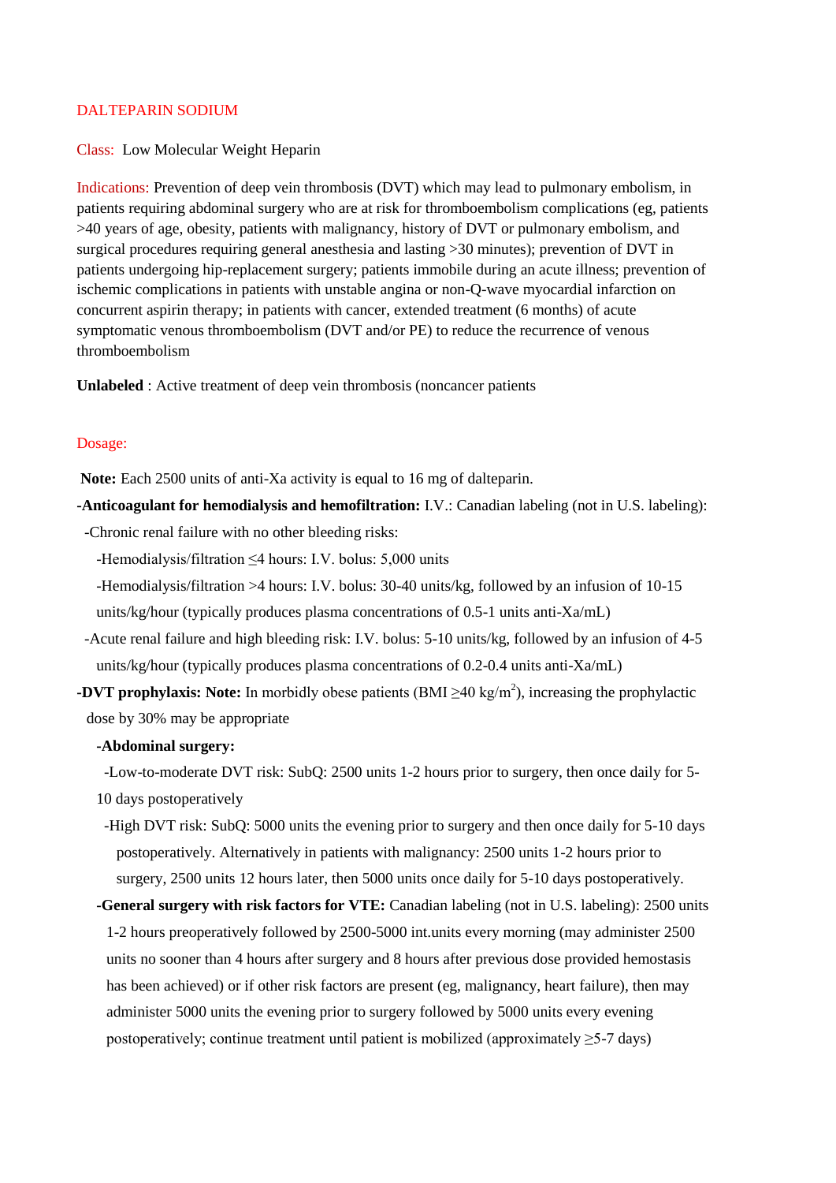# DALTEPARIN SODIUM

Class: Low Molecular Weight Heparin

Indications: Prevention of deep vein thrombosis (DVT) which may lead to pulmonary embolism, in patients requiring abdominal surgery who are at risk for thromboembolism complications (eg, patients >40 years of age, obesity, patients with malignancy, history of DVT or pulmonary embolism, and surgical procedures requiring general anesthesia and lasting >30 minutes); prevention of DVT in patients undergoing hip-replacement surgery; patients immobile during an acute illness; prevention of ischemic complications in patients with unstable angina or non-Q-wave myocardial infarction on concurrent aspirin therapy; in patients with cancer, extended treatment (6 months) of acute symptomatic venous thromboembolism (DVT and/or PE) to reduce the recurrence of venous thromboembolism

**Unlabeled** : Active treatment of deep vein thrombosis (noncancer patients

Dosage:

**Note:** Each 2500 units of anti-Xa activity is equal to 16 mg of dalteparin.

**-Anticoagulant for hemodialysis and hemofiltration:** I.V.: Canadian labeling (not in U.S. labeling):

- -Chronic renal failure with no other bleeding risks:
  - -Hemodialysis/filtration ≤4 hours: I.V. bolus: 5,000 units
  - -Hemodialysis/filtration >4 hours: I.V. bolus: 30-40 units/kg, followed by an infusion of 10-15 units/kg/hour (typically produces plasma concentrations of 0.5-1 units anti-Xa/mL)
- -Acute renal failure and high bleeding risk: I.V. bolus: 5-10 units/kg, followed by an infusion of 4-5 units/kg/hour (typically produces plasma concentrations of 0.2-0.4 units anti-Xa/mL)

**-DVT prophylaxis: Note:** In morbidly obese patients (BMI ≥40 kg/m$^2$), increasing the prophylactic dose by 30% may be appropriate

- **-Abdominal surgery:**
  - -Low-to-moderate DVT risk: SubQ: 2500 units 1-2 hours prior to surgery, then once daily for 5-10 days postoperatively
  - -High DVT risk: SubQ: 5000 units the evening prior to surgery and then once daily for 5-10 days postoperatively. Alternatively in patients with malignancy: 2500 units 1-2 hours prior to surgery, 2500 units 12 hours later, then 5000 units once daily for 5-10 days postoperatively.
- **-General surgery with risk factors for VTE:** Canadian labeling (not in U.S. labeling): 2500 units 1-2 hours preoperatively followed by 2500-5000 int.units every morning (may administer 2500 units no sooner than 4 hours after surgery and 8 hours after previous dose provided hemostasis has been achieved) or if other risk factors are present (eg, malignancy, heart failure), then may administer 5000 units the evening prior to surgery followed by 5000 units every evening postoperatively; continue treatment until patient is mobilized (approximately ≥5-7 days)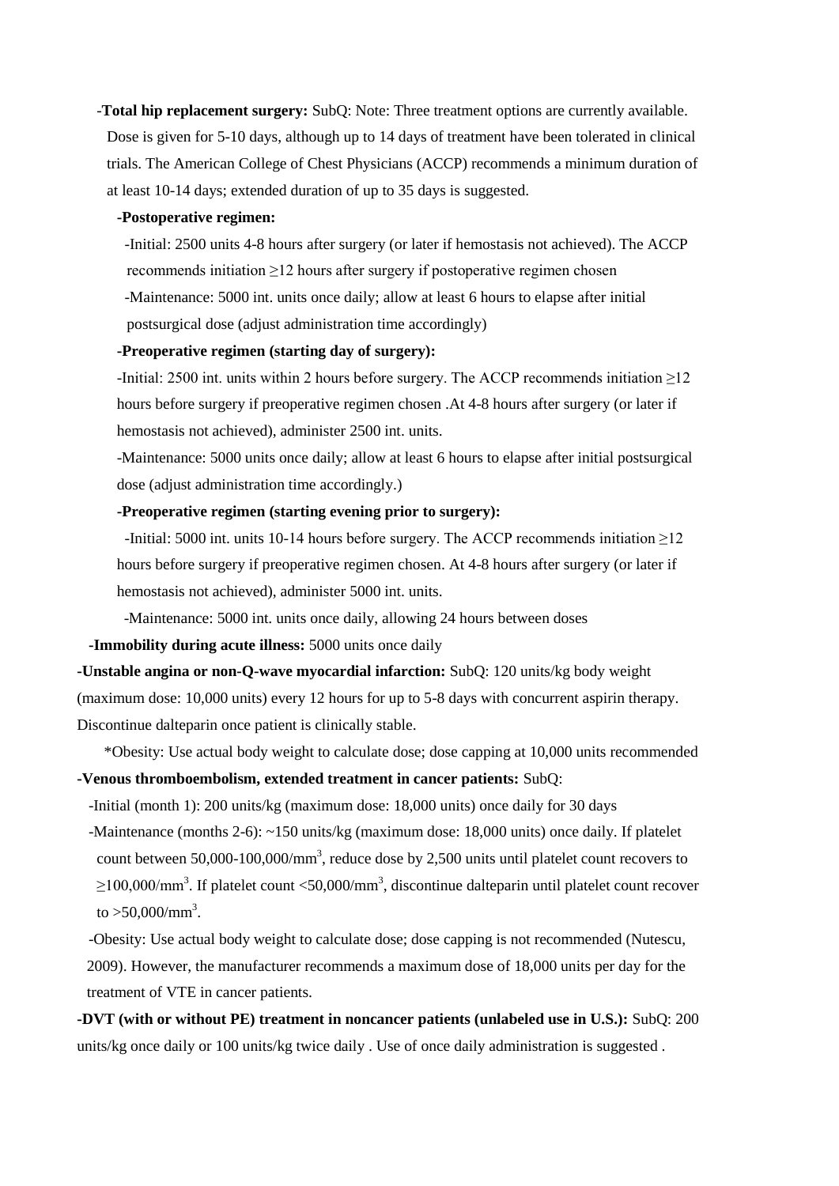- **Total hip replacement surgery:** SubQ: Note: Three treatment options are currently available. Dose is given for 5-10 days, although up to 14 days of treatment have been tolerated in clinical trials. The American College of Chest Physicians (ACCP) recommends a minimum duration of at least 10-14 days; extended duration of up to 35 days is suggested.

  - **Postoperative regimen:**

    - Initial: 2500 units 4-8 hours after surgery (or later if hemostasis not achieved). The ACCP recommends initiation ≥12 hours after surgery if postoperative regimen chosen
    - Maintenance: 5000 int. units once daily; allow at least 6 hours to elapse after initial postsurgical dose (adjust administration time accordingly)

  - **Preoperative regimen (starting day of surgery):**

    - Initial: 2500 int. units within 2 hours before surgery. The ACCP recommends initiation ≥12 hours before surgery if preoperative regimen chosen .At 4-8 hours after surgery (or later if hemostasis not achieved), administer 2500 int. units.
    - Maintenance: 5000 units once daily; allow at least 6 hours to elapse after initial postsurgical dose (adjust administration time accordingly.)

  - **Preoperative regimen (starting evening prior to surgery):**

    - Initial: 5000 int. units 10-14 hours before surgery. The ACCP recommends initiation ≥12 hours before surgery if preoperative regimen chosen. At 4-8 hours after surgery (or later if hemostasis not achieved), administer 5000 int. units.
    - Maintenance: 5000 int. units once daily, allowing 24 hours between doses

- **Immobility during acute illness:** 5000 units once daily

- **Unstable angina or non-Q-wave myocardial infarction:** SubQ: 120 units/kg body weight (maximum dose: 10,000 units) every 12 hours for up to 5-8 days with concurrent aspirin therapy. Discontinue dalteparin once patient is clinically stable.

  *Obesity: Use actual body weight to calculate dose; dose capping at 10,000 units recommended

- **Venous thromboembolism, extended treatment in cancer patients:** SubQ:

  - Initial (month 1): 200 units/kg (maximum dose: 18,000 units) once daily for 30 days
  - Maintenance (months 2-6): ~150 units/kg (maximum dose: 18,000 units) once daily. If platelet count between 50,000-100,000/$mm^3$, reduce dose by 2,500 units until platelet count recovers to ≥100,000/$mm^3$. If platelet count <50,000/$mm^3$, discontinue dalteparin until platelet count recover to >50,000/$mm^3$.
  - Obesity: Use actual body weight to calculate dose; dose capping is not recommended (Nutescu, 2009). However, the manufacturer recommends a maximum dose of 18,000 units per day for the treatment of VTE in cancer patients.

- **DVT (with or without PE) treatment in noncancer patients (unlabeled use in U.S.):** SubQ: 200 units/kg once daily or 100 units/kg twice daily . Use of once daily administration is suggested .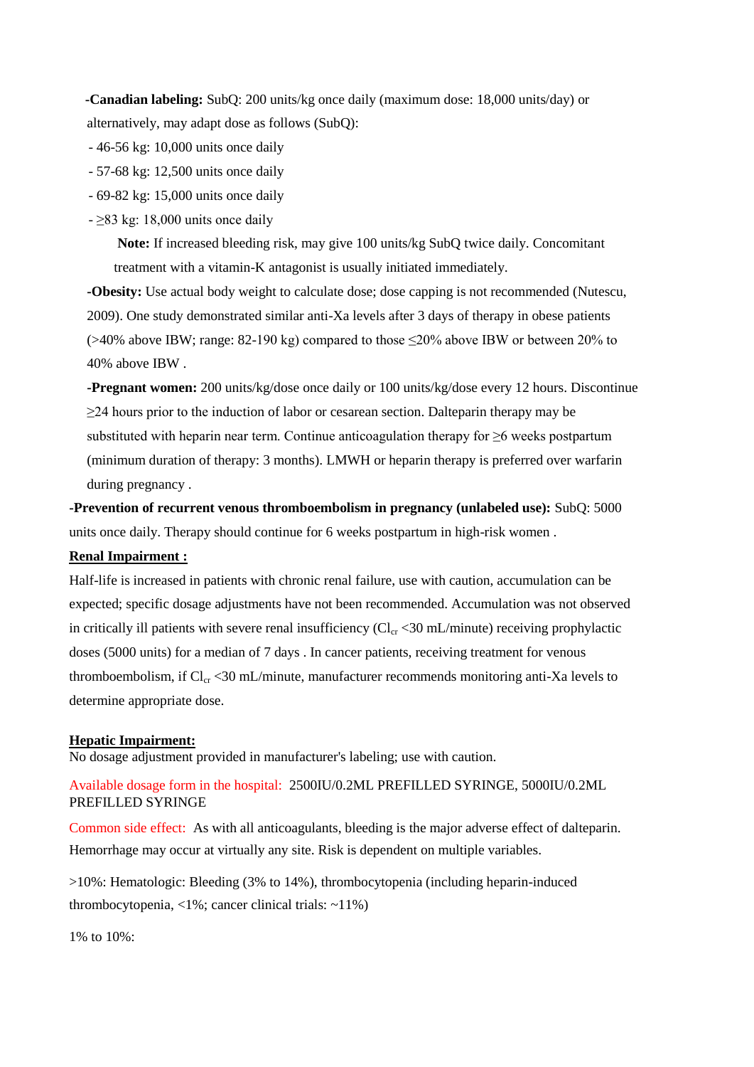**-Canadian labeling:** SubQ: 200 units/kg once daily (maximum dose: 18,000 units/day) or alternatively, may adapt dose as follows (SubQ):

- 46-56 kg: 10,000 units once daily
- 57-68 kg: 12,500 units once daily
- 69-82 kg: 15,000 units once daily
- ≥83 kg: 18,000 units once daily

**Note:** If increased bleeding risk, may give 100 units/kg SubQ twice daily. Concomitant treatment with a vitamin-K antagonist is usually initiated immediately.

**-Obesity:** Use actual body weight to calculate dose; dose capping is not recommended (Nutescu, 2009). One study demonstrated similar anti-Xa levels after 3 days of therapy in obese patients (>40% above IBW; range: 82-190 kg) compared to those ≤20% above IBW or between 20% to 40% above IBW .

**-Pregnant women:** 200 units/kg/dose once daily or 100 units/kg/dose every 12 hours. Discontinue ≥24 hours prior to the induction of labor or cesarean section. Dalteparin therapy may be substituted with heparin near term. Continue anticoagulation therapy for ≥6 weeks postpartum (minimum duration of therapy: 3 months). LMWH or heparin therapy is preferred over warfarin during pregnancy .

**-Prevention of recurrent venous thromboembolism in pregnancy (unlabeled use):** SubQ: 5000 units once daily. Therapy should continue for 6 weeks postpartum in high-risk women .

**Renal Impairment :**

Half-life is increased in patients with chronic renal failure, use with caution, accumulation can be expected; specific dosage adjustments have not been recommended. Accumulation was not observed in critically ill patients with severe renal insufficiency ($Cl_{cr}$ <30 mL/minute) receiving prophylactic doses (5000 units) for a median of 7 days . In cancer patients, receiving treatment for venous thromboembolism, if $Cl_{cr}$ <30 mL/minute, manufacturer recommends monitoring anti-Xa levels to determine appropriate dose.

**Hepatic Impairment:**

No dosage adjustment provided in manufacturer's labeling; use with caution.

Available dosage form in the hospital: 2500IU/0.2ML PREFILLED SYRINGE, 5000IU/0.2ML PREFILLED SYRINGE

Common side effect: As with all anticoagulants, bleeding is the major adverse effect of dalteparin. Hemorrhage may occur at virtually any site. Risk is dependent on multiple variables.

>10%: Hematologic: Bleeding (3% to 14%), thrombocytopenia (including heparin-induced thrombocytopenia, <1%; cancer clinical trials: ~11%)

1% to 10%: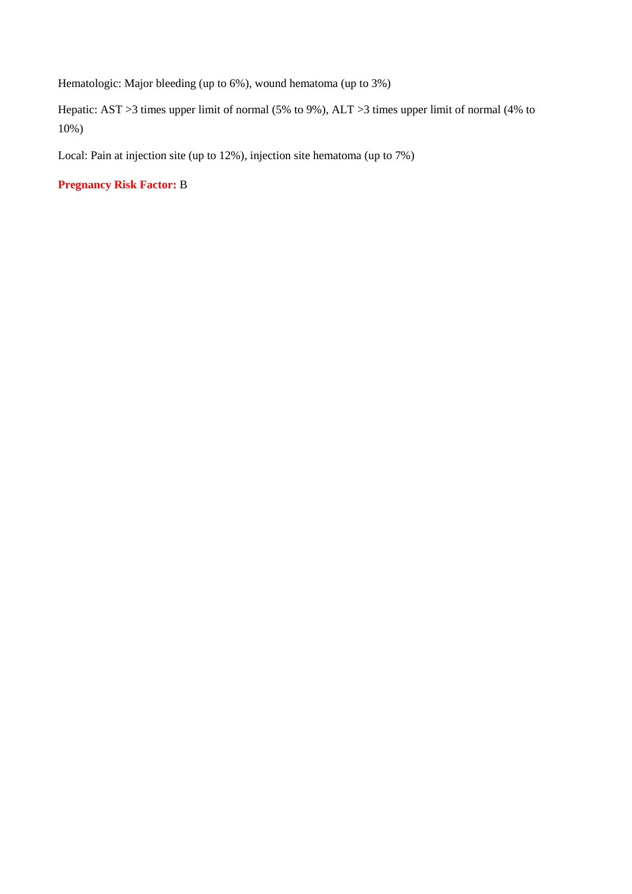Hematologic: Major bleeding (up to 6%), wound hematoma (up to 3%)

Hepatic: AST >3 times upper limit of normal (5% to 9%), ALT >3 times upper limit of normal (4% to 10%)

Local: Pain at injection site (up to 12%), injection site hematoma (up to 7%)

**Pregnancy Risk Factor:** B